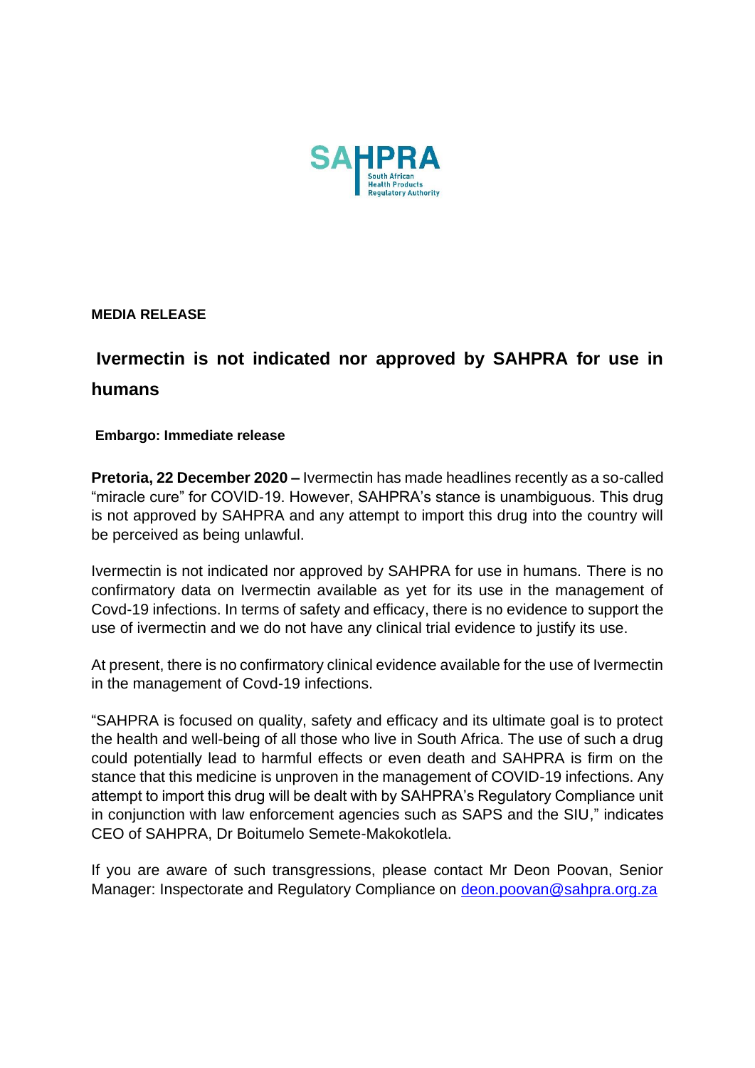SAHPRA

South African Health Products Regulatory Authority

**MEDIA RELEASE**

# Ivermectin is not indicated nor approved by SAHPRA for use in humans

**Embargo: Immediate release**

**Pretoria, 22 December 2020 –** Ivermectin has made headlines recently as a so-called "miracle cure" for COVID-19. However, SAHPRA's stance is unambiguous. This drug is not approved by SAHPRA and any attempt to import this drug into the country will be perceived as being unlawful.

Ivermectin is not indicated nor approved by SAHPRA for use in humans. There is no confirmatory data on Ivermectin available as yet for its use in the management of Covd-19 infections. In terms of safety and efficacy, there is no evidence to support the use of ivermectin and we do not have any clinical trial evidence to justify its use.

At present, there is no confirmatory clinical evidence available for the use of Ivermectin in the management of Covd-19 infections.

"SAHPRA is focused on quality, safety and efficacy and its ultimate goal is to protect the health and well-being of all those who live in South Africa. The use of such a drug could potentially lead to harmful effects or even death and SAHPRA is firm on the stance that this medicine is unproven in the management of COVID-19 infections. Any attempt to import this drug will be dealt with by SAHPRA's Regulatory Compliance unit in conjunction with law enforcement agencies such as SAPS and the SIU," indicates CEO of SAHPRA, Dr Boitumelo Semete-Makokotlela.

If you are aware of such transgressions, please contact Mr Deon Poovan, Senior Manager: Inspectorate and Regulatory Compliance on [deon.poovan@sahpra.org.za](mailto:deon.poovan@sahpra.org.za)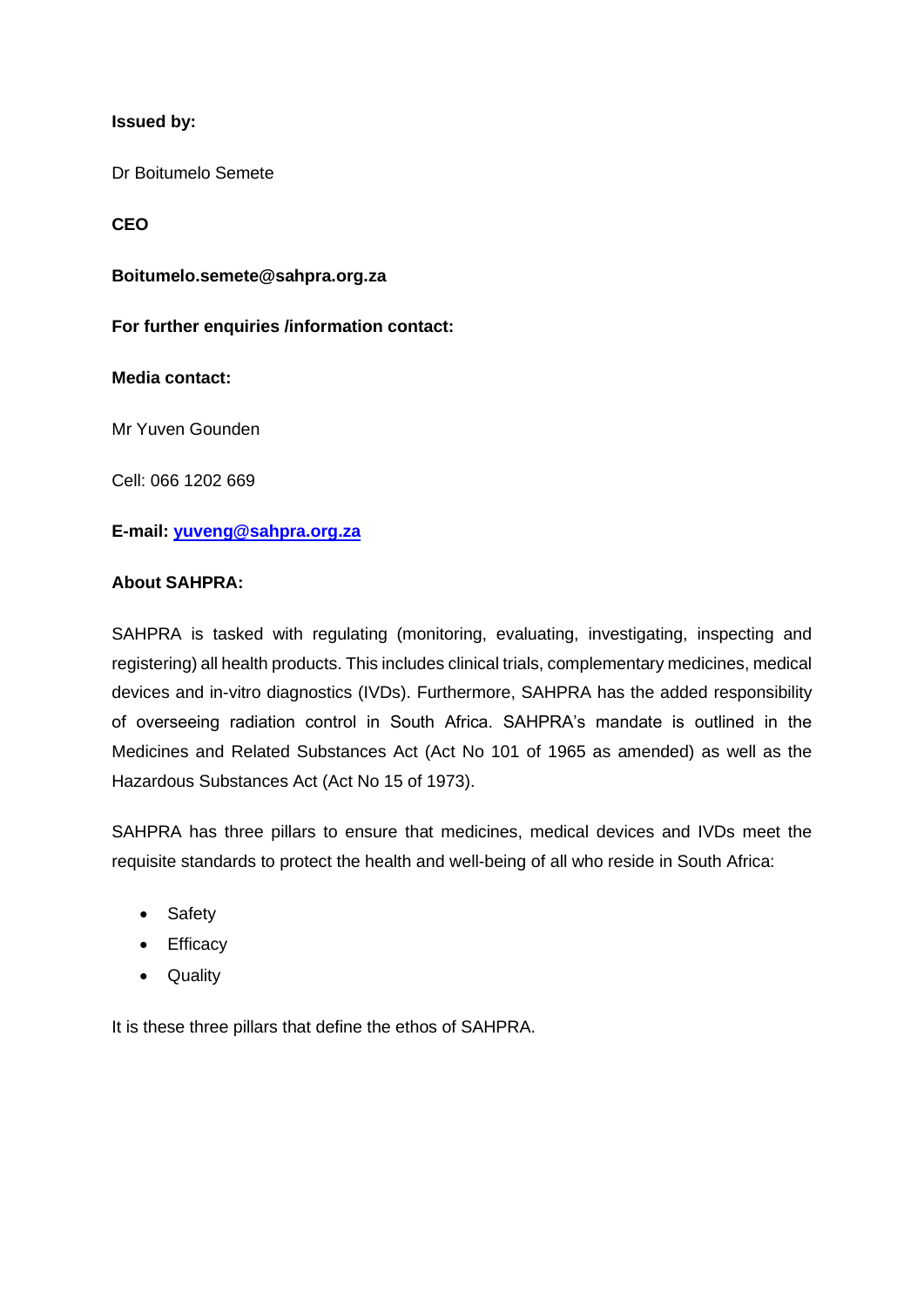**Issued by:**

Dr Boitumelo Semete

**CEO**

**Boitumelo.semete@sahpra.org.za**

**For further enquiries /information contact:**

**Media contact:**

Mr Yuven Gounden

Cell: 066 1202 669

**E-mail:** [yuveng@sahpra.org.za](mailto:yuveng@sahpra.org.za)

**About SAHPRA:**

SAHPRA is tasked with regulating (monitoring, evaluating, investigating, inspecting and registering) all health products. This includes clinical trials, complementary medicines, medical devices and in-vitro diagnostics (IVDs). Furthermore, SAHPRA has the added responsibility of overseeing radiation control in South Africa. SAHPRA's mandate is outlined in the Medicines and Related Substances Act (Act No 101 of 1965 as amended) as well as the Hazardous Substances Act (Act No 15 of 1973).

SAHPRA has three pillars to ensure that medicines, medical devices and IVDs meet the requisite standards to protect the health and well-being of all who reside in South Africa:

- Safety
- Efficacy
- Quality

It is these three pillars that define the ethos of SAHPRA.